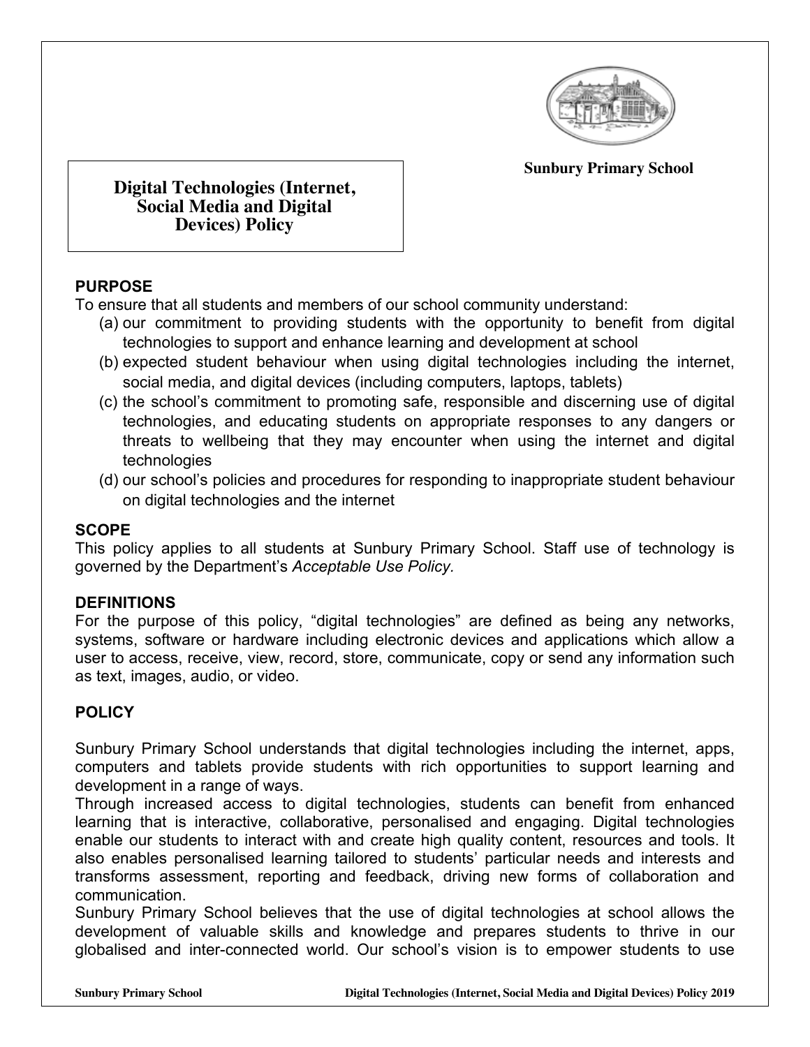Sunbury Primary School

# Digital Technologies (Internet, Social Media and Digital Devices) Policy

## PURPOSE

To ensure that all students and members of our school community understand:

(a) our commitment to providing students with the opportunity to benefit from digital technologies to support and enhance learning and development at school

(b) expected student behaviour when using digital technologies including the internet, social media, and digital devices (including computers, laptops, tablets)

(c) the school's commitment to promoting safe, responsible and discerning use of digital technologies, and educating students on appropriate responses to any dangers or threats to wellbeing that they may encounter when using the internet and digital technologies

(d) our school's policies and procedures for responding to inappropriate student behaviour on digital technologies and the internet

## SCOPE

This policy applies to all students at Sunbury Primary School. Staff use of technology is governed by the Department's *Acceptable Use Policy.*

## DEFINITIONS

For the purpose of this policy, "digital technologies" are defined as being any networks, systems, software or hardware including electronic devices and applications which allow a user to access, receive, view, record, store, communicate, copy or send any information such as text, images, audio, or video.

## POLICY

Sunbury Primary School understands that digital technologies including the internet, apps, computers and tablets provide students with rich opportunities to support learning and development in a range of ways.

Through increased access to digital technologies, students can benefit from enhanced learning that is interactive, collaborative, personalised and engaging. Digital technologies enable our students to interact with and create high quality content, resources and tools. It also enables personalised learning tailored to students' particular needs and interests and transforms assessment, reporting and feedback, driving new forms of collaboration and communication.

Sunbury Primary School believes that the use of digital technologies at school allows the development of valuable skills and knowledge and prepares students to thrive in our globalised and inter-connected world. Our school's vision is to empower students to use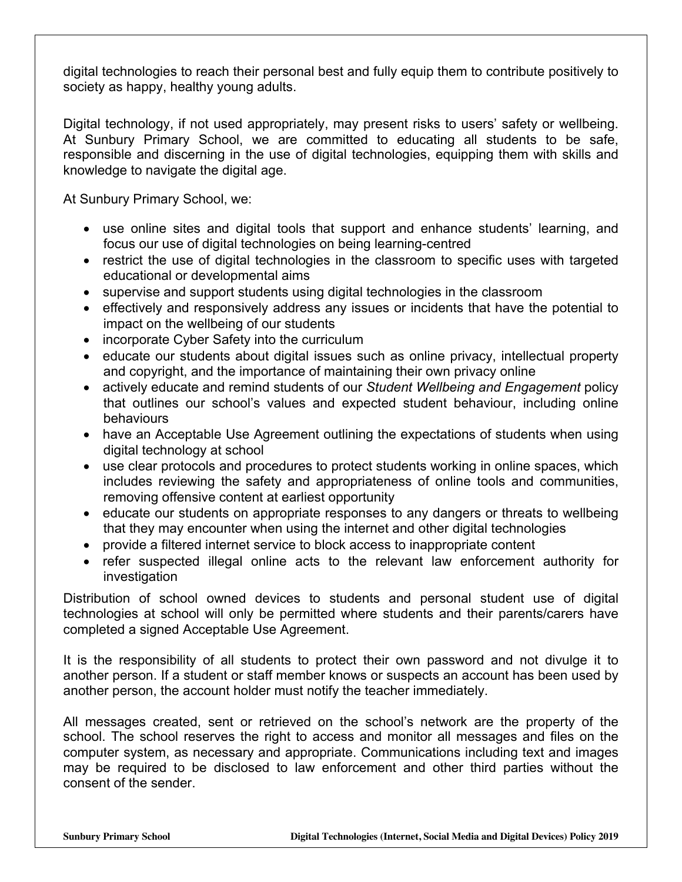digital technologies to reach their personal best and fully equip them to contribute positively to society as happy, healthy young adults.

Digital technology, if not used appropriately, may present risks to users' safety or wellbeing. At Sunbury Primary School, we are committed to educating all students to be safe, responsible and discerning in the use of digital technologies, equipping them with skills and knowledge to navigate the digital age.

At Sunbury Primary School, we:

- use online sites and digital tools that support and enhance students' learning, and focus our use of digital technologies on being learning-centred
- restrict the use of digital technologies in the classroom to specific uses with targeted educational or developmental aims
- supervise and support students using digital technologies in the classroom
- effectively and responsively address any issues or incidents that have the potential to impact on the wellbeing of our students
- incorporate Cyber Safety into the curriculum
- educate our students about digital issues such as online privacy, intellectual property and copyright, and the importance of maintaining their own privacy online
- actively educate and remind students of our *Student Wellbeing and Engagement* policy that outlines our school's values and expected student behaviour, including online behaviours
- have an Acceptable Use Agreement outlining the expectations of students when using digital technology at school
- use clear protocols and procedures to protect students working in online spaces, which includes reviewing the safety and appropriateness of online tools and communities, removing offensive content at earliest opportunity
- educate our students on appropriate responses to any dangers or threats to wellbeing that they may encounter when using the internet and other digital technologies
- provide a filtered internet service to block access to inappropriate content
- refer suspected illegal online acts to the relevant law enforcement authority for investigation

Distribution of school owned devices to students and personal student use of digital technologies at school will only be permitted where students and their parents/carers have completed a signed Acceptable Use Agreement.

It is the responsibility of all students to protect their own password and not divulge it to another person. If a student or staff member knows or suspects an account has been used by another person, the account holder must notify the teacher immediately.

All messages created, sent or retrieved on the school's network are the property of the school. The school reserves the right to access and monitor all messages and files on the computer system, as necessary and appropriate. Communications including text and images may be required to be disclosed to law enforcement and other third parties without the consent of the sender.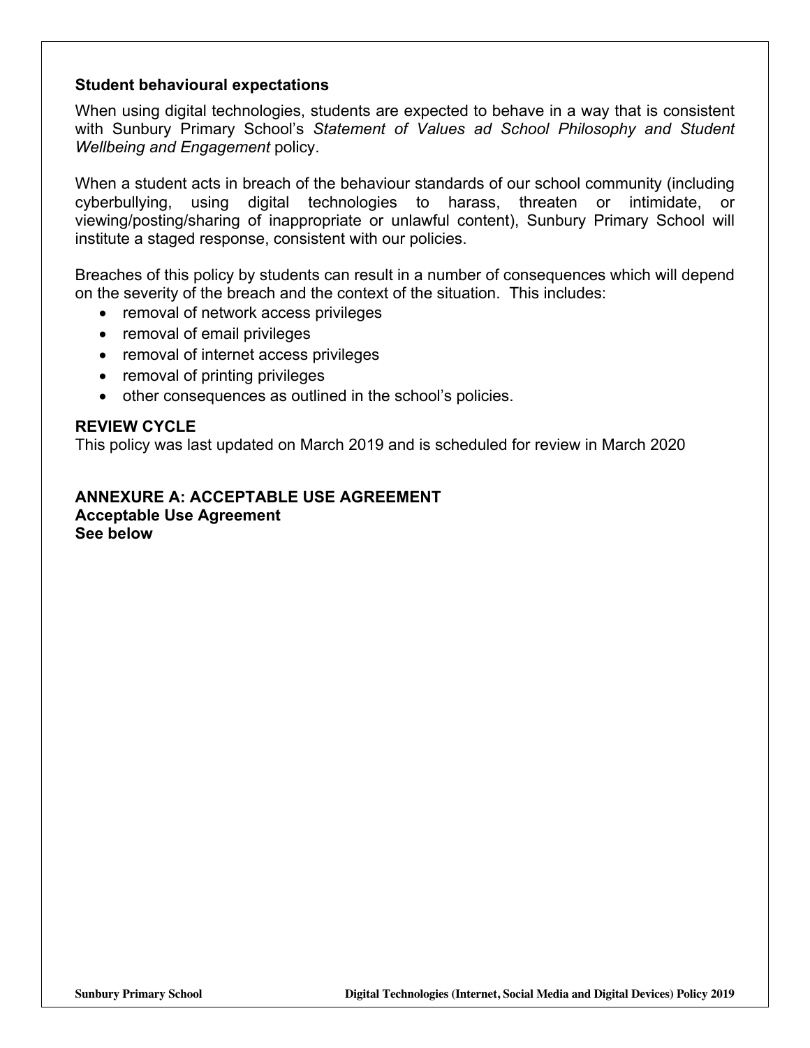**Student behavioural expectations**

When using digital technologies, students are expected to behave in a way that is consistent with Sunbury Primary School's *Statement of Values ad School Philosophy and Student Wellbeing and Engagement* policy.

When a student acts in breach of the behaviour standards of our school community (including cyberbullying, using digital technologies to harass, threaten or intimidate, or viewing/posting/sharing of inappropriate or unlawful content), Sunbury Primary School will institute a staged response, consistent with our policies.

Breaches of this policy by students can result in a number of consequences which will depend on the severity of the breach and the context of the situation. This includes:

- removal of network access privileges
- removal of email privileges
- removal of internet access privileges
- removal of printing privileges
- other consequences as outlined in the school's policies.

## REVIEW CYCLE

This policy was last updated on March 2019 and is scheduled for review in March 2020

## ANNEXURE A: ACCEPTABLE USE AGREEMENT

**Acceptable Use Agreement**

**See below**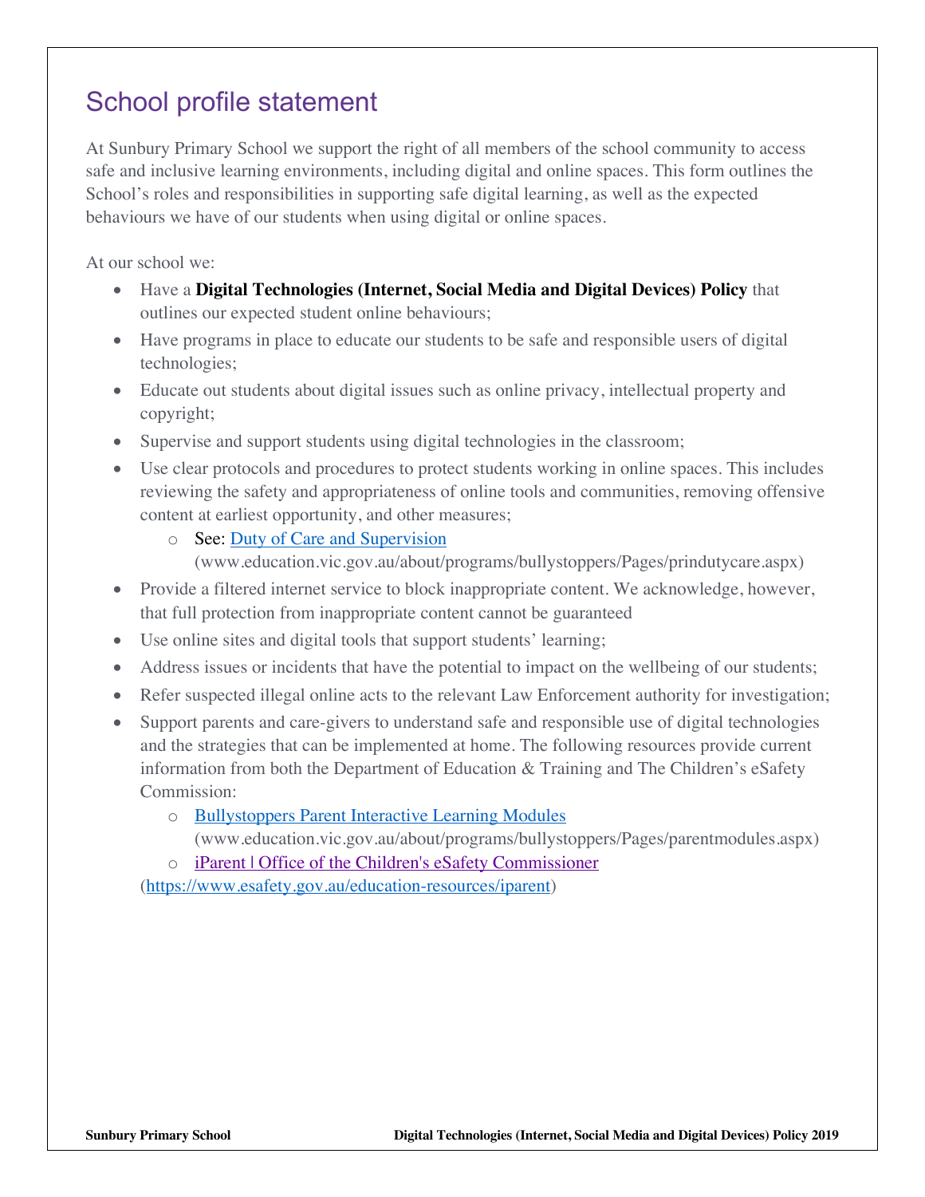## School profile statement

At Sunbury Primary School we support the right of all members of the school community to access safe and inclusive learning environments, including digital and online spaces. This form outlines the School's roles and responsibilities in supporting safe digital learning, as well as the expected behaviours we have of our students when using digital or online spaces.

At our school we:

- Have a **Digital Technologies (Internet, Social Media and Digital Devices) Policy** that outlines our expected student online behaviours;
- Have programs in place to educate our students to be safe and responsible users of digital technologies;
- Educate out students about digital issues such as online privacy, intellectual property and copyright;
- Supervise and support students using digital technologies in the classroom;
- Use clear protocols and procedures to protect students working in online spaces. This includes reviewing the safety and appropriateness of online tools and communities, removing offensive content at earliest opportunity, and other measures;
  - See: [Duty of Care and Supervision](www.education.vic.gov.au/about/programs/bullystoppers/Pages/prindutycare.aspx) (www.education.vic.gov.au/about/programs/bullystoppers/Pages/prindutycare.aspx)
- Provide a filtered internet service to block inappropriate content. We acknowledge, however, that full protection from inappropriate content cannot be guaranteed
- Use online sites and digital tools that support students' learning;
- Address issues or incidents that have the potential to impact on the wellbeing of our students;
- Refer suspected illegal online acts to the relevant Law Enforcement authority for investigation;
- Support parents and care-givers to understand safe and responsible use of digital technologies and the strategies that can be implemented at home. The following resources provide current information from both the Department of Education & Training and The Children's eSafety Commission:
  - [Bullystoppers Parent Interactive Learning Modules](www.education.vic.gov.au/about/programs/bullystoppers/Pages/parentmodules.aspx) (www.education.vic.gov.au/about/programs/bullystoppers/Pages/parentmodules.aspx)
  - [iParent | Office of the Children's eSafety Commissioner](https://www.esafety.gov.au/education-resources/iparent) (https://www.esafety.gov.au/education-resources/iparent)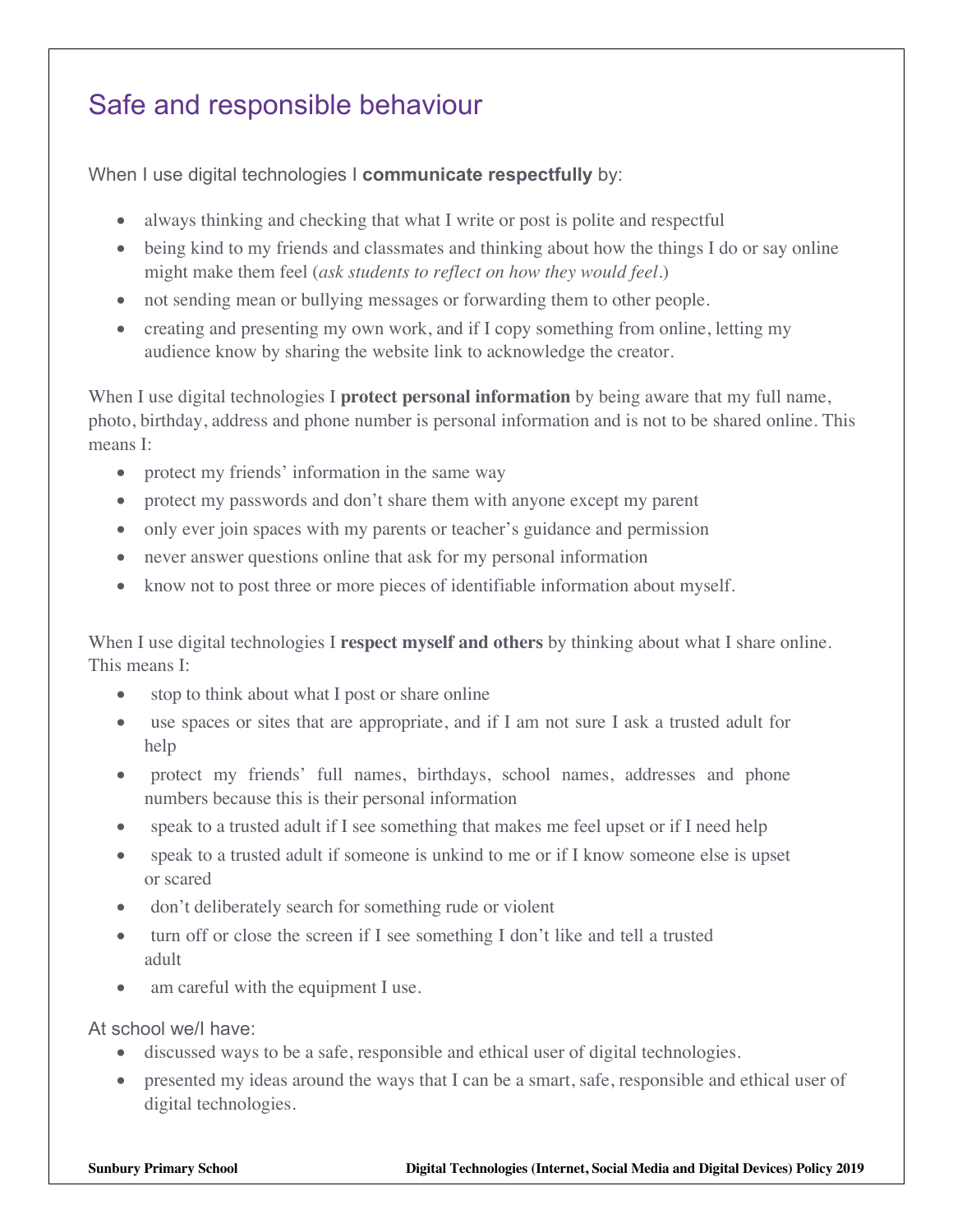## Safe and responsible behaviour

When I use digital technologies I **communicate respectfully** by:

- always thinking and checking that what I write or post is polite and respectful
- being kind to my friends and classmates and thinking about how the things I do or say online might make them feel (*ask students to reflect on how they would feel*.)
- not sending mean or bullying messages or forwarding them to other people.
- creating and presenting my own work, and if I copy something from online, letting my audience know by sharing the website link to acknowledge the creator.

When I use digital technologies I **protect personal information** by being aware that my full name, photo, birthday, address and phone number is personal information and is not to be shared online. This means I:

- protect my friends' information in the same way
- protect my passwords and don't share them with anyone except my parent
- only ever join spaces with my parents or teacher's guidance and permission
- never answer questions online that ask for my personal information
- know not to post three or more pieces of identifiable information about myself.

When I use digital technologies I **respect myself and others** by thinking about what I share online. This means I:

- stop to think about what I post or share online
- use spaces or sites that are appropriate, and if I am not sure I ask a trusted adult for help
- protect my friends' full names, birthdays, school names, addresses and phone numbers because this is their personal information
- speak to a trusted adult if I see something that makes me feel upset or if I need help
- speak to a trusted adult if someone is unkind to me or if I know someone else is upset or scared
- don't deliberately search for something rude or violent
- turn off or close the screen if I see something I don't like and tell a trusted adult
- am careful with the equipment I use.

At school we/I have:

- discussed ways to be a safe, responsible and ethical user of digital technologies.
- presented my ideas around the ways that I can be a smart, safe, responsible and ethical user of digital technologies.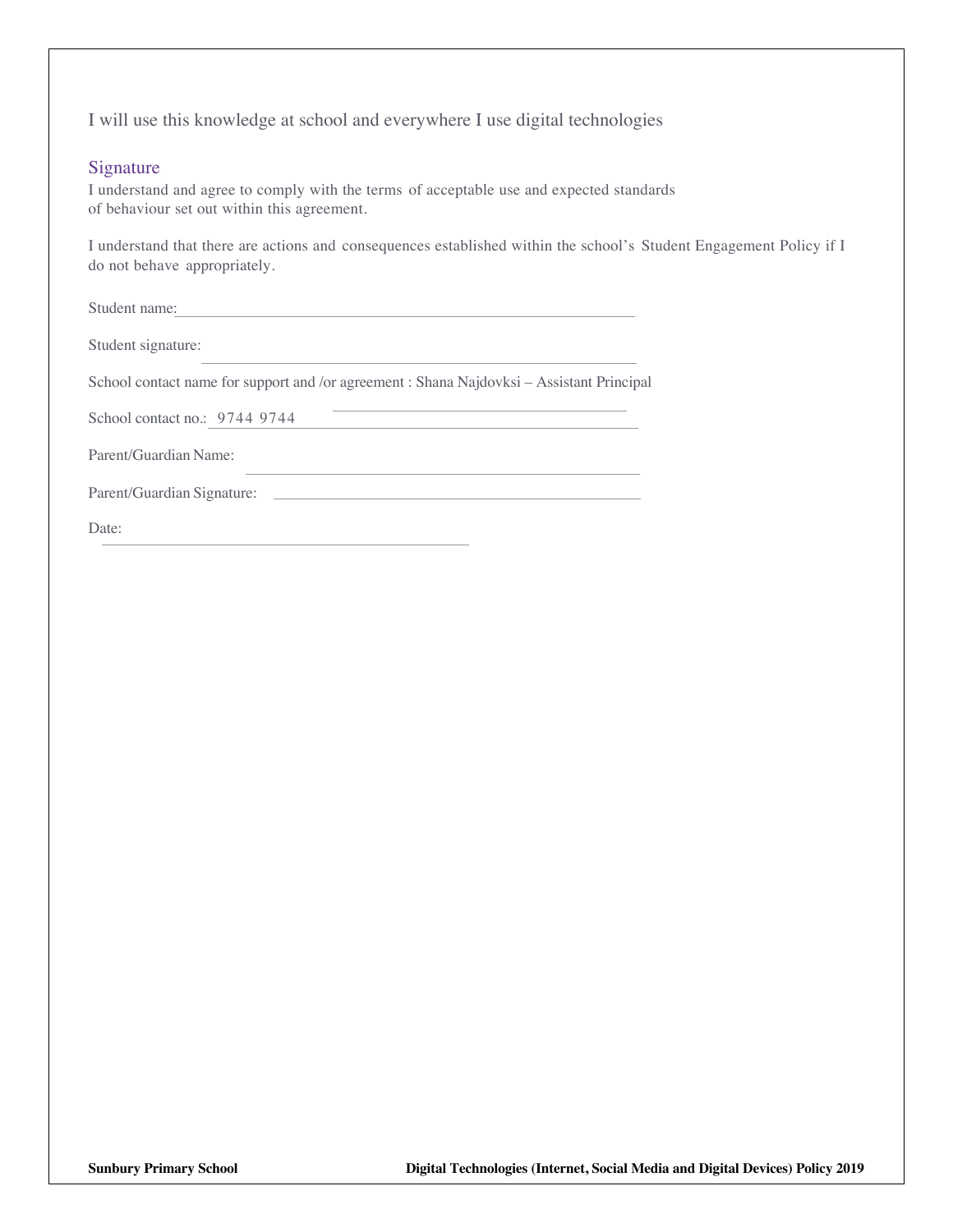I will use this knowledge at school and everywhere I use digital technologies

## Signature

I understand and agree to comply with the terms of acceptable use and expected standards of behaviour set out within this agreement.

I understand that there are actions and consequences established within the school's Student Engagement Policy if I do not behave appropriately.

Student name: ______________________________

Student signature: ______________________________

School contact name for support and /or agreement : Shana Najdovksi – Assistant Principal

School contact no.: 9744 9744

Parent/Guardian Name: ______________________________

Parent/Guardian Signature: ______________________________

Date: ______________________________